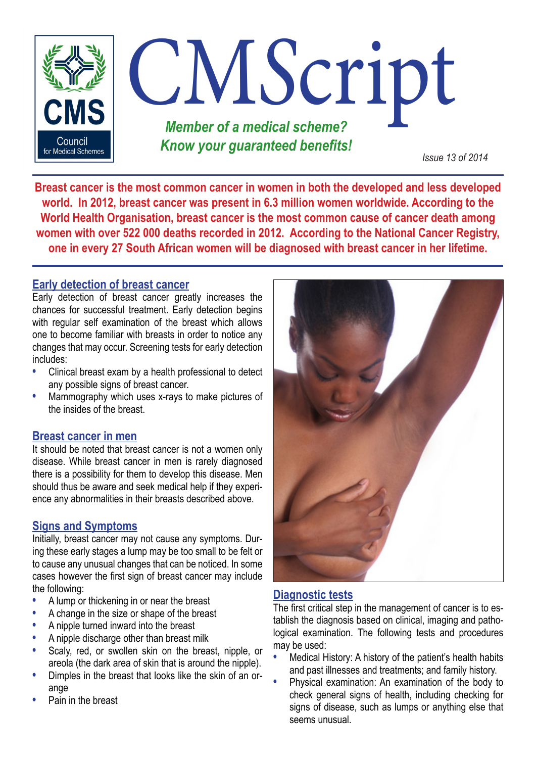# CMScript

*Member of a medical scheme?*
*Know your guaranteed benefits!*

*Issue 13 of 2014*

**Breast cancer is the most common cancer in women in both the developed and less developed world. In 2012, breast cancer was present in 6.3 million women worldwide. According to the World Health Organisation, breast cancer is the most common cause of cancer death among women with over 522 000 deaths recorded in 2012. According to the National Cancer Registry, one in every 27 South African women will be diagnosed with breast cancer in her lifetime.**

## Early detection of breast cancer

Early detection of breast cancer greatly increases the chances for successful treatment. Early detection begins with regular self examination of the breast which allows one to become familiar with breasts in order to notice any changes that may occur. Screening tests for early detection includes:

- Clinical breast exam by a health professional to detect any possible signs of breast cancer.
- Mammography which uses x-rays to make pictures of the insides of the breast.

## Breast cancer in men

It should be noted that breast cancer is not a women only disease. While breast cancer in men is rarely diagnosed there is a possibility for them to develop this disease. Men should thus be aware and seek medical help if they experience any abnormalities in their breasts described above.

## Signs and Symptoms

Initially, breast cancer may not cause any symptoms. During these early stages a lump may be too small to be felt or to cause any unusual changes that can be noticed. In some cases however the first sign of breast cancer may include the following:

- A lump or thickening in or near the breast
- A change in the size or shape of the breast
- A nipple turned inward into the breast
- A nipple discharge other than breast milk
- Scaly, red, or swollen skin on the breast, nipple, or areola (the dark area of skin that is around the nipple).
- Dimples in the breast that looks like the skin of an orange
- Pain in the breast

## Diagnostic tests

The first critical step in the management of cancer is to establish the diagnosis based on clinical, imaging and pathological examination. The following tests and procedures may be used:

- Medical History: A history of the patient's health habits and past illnesses and treatments; and family history.
- Physical examination: An examination of the body to check general signs of health, including checking for signs of disease, such as lumps or anything else that seems unusual.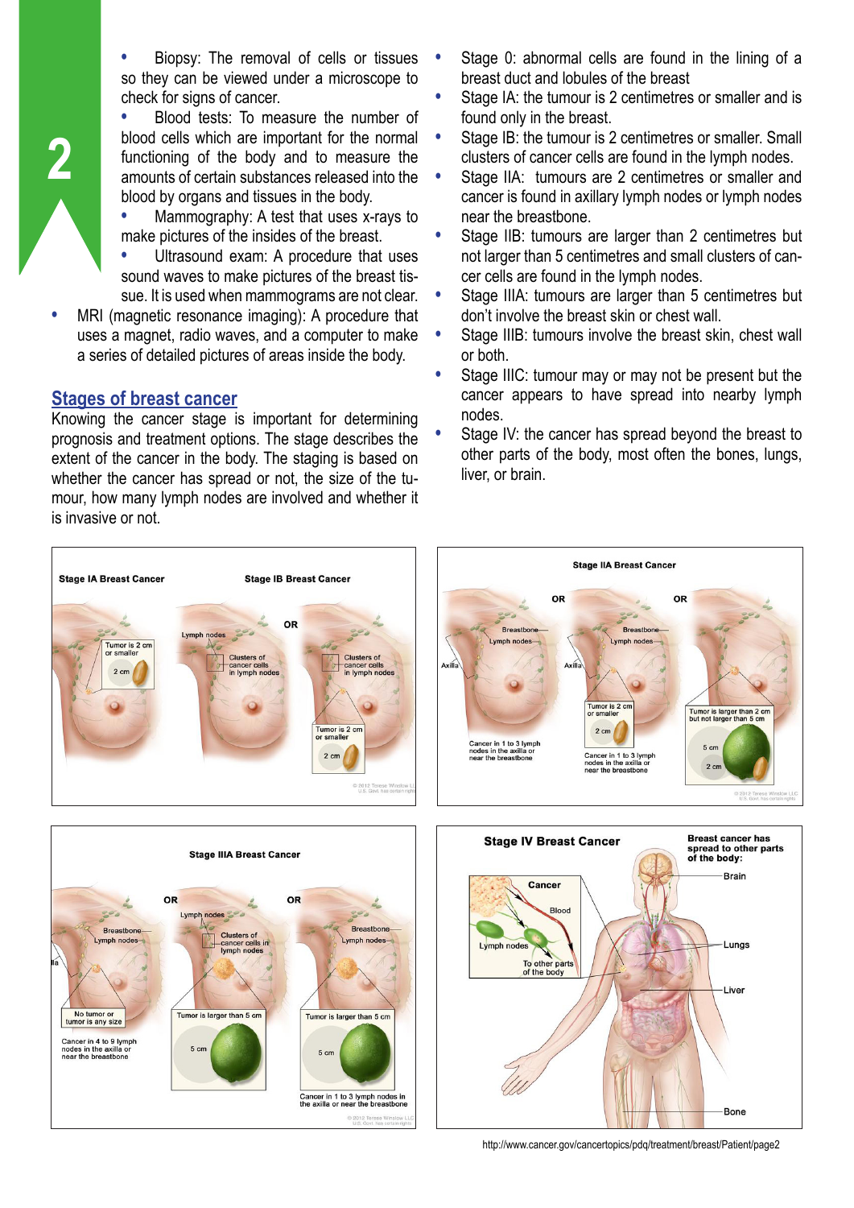- Biopsy: The removal of cells or tissues so they can be viewed under a microscope to check for signs of cancer.
- Blood tests: To measure the number of blood cells which are important for the normal functioning of the body and to measure the amounts of certain substances released into the blood by organs and tissues in the body.
- Mammography: A test that uses x-rays to make pictures of the insides of the breast.
- Ultrasound exam: A procedure that uses sound waves to make pictures of the breast tissue. It is used when mammograms are not clear.
- MRI (magnetic resonance imaging): A procedure that uses a magnet, radio waves, and a computer to make a series of detailed pictures of areas inside the body.

## Stages of breast cancer

Knowing the cancer stage is important for determining prognosis and treatment options. The stage describes the extent of the cancer in the body. The staging is based on whether the cancer has spread or not, the size of the tumour, how many lymph nodes are involved and whether it is invasive or not.

- Stage 0: abnormal cells are found in the lining of a breast duct and lobules of the breast
- Stage IA: the tumour is 2 centimetres or smaller and is found only in the breast.
- Stage IB: the tumour is 2 centimetres or smaller. Small clusters of cancer cells are found in the lymph nodes.
- Stage IIA: tumours are 2 centimetres or smaller and cancer is found in axillary lymph nodes or lymph nodes near the breastbone.
- Stage IIB: tumours are larger than 2 centimetres but not larger than 5 centimetres and small clusters of cancer cells are found in the lymph nodes.
- Stage IIIA: tumours are larger than 5 centimetres but don't involve the breast skin or chest wall.
- Stage IIIB: tumours involve the breast skin, chest wall or both.
- Stage IIIC: tumour may or may not be present but the cancer appears to have spread into nearby lymph nodes.
- Stage IV: the cancer has spread beyond the breast to other parts of the body, most often the bones, lungs, liver, or brain.

http://www.cancer.gov/cancertopics/pdq/treatment/breast/Patient/page2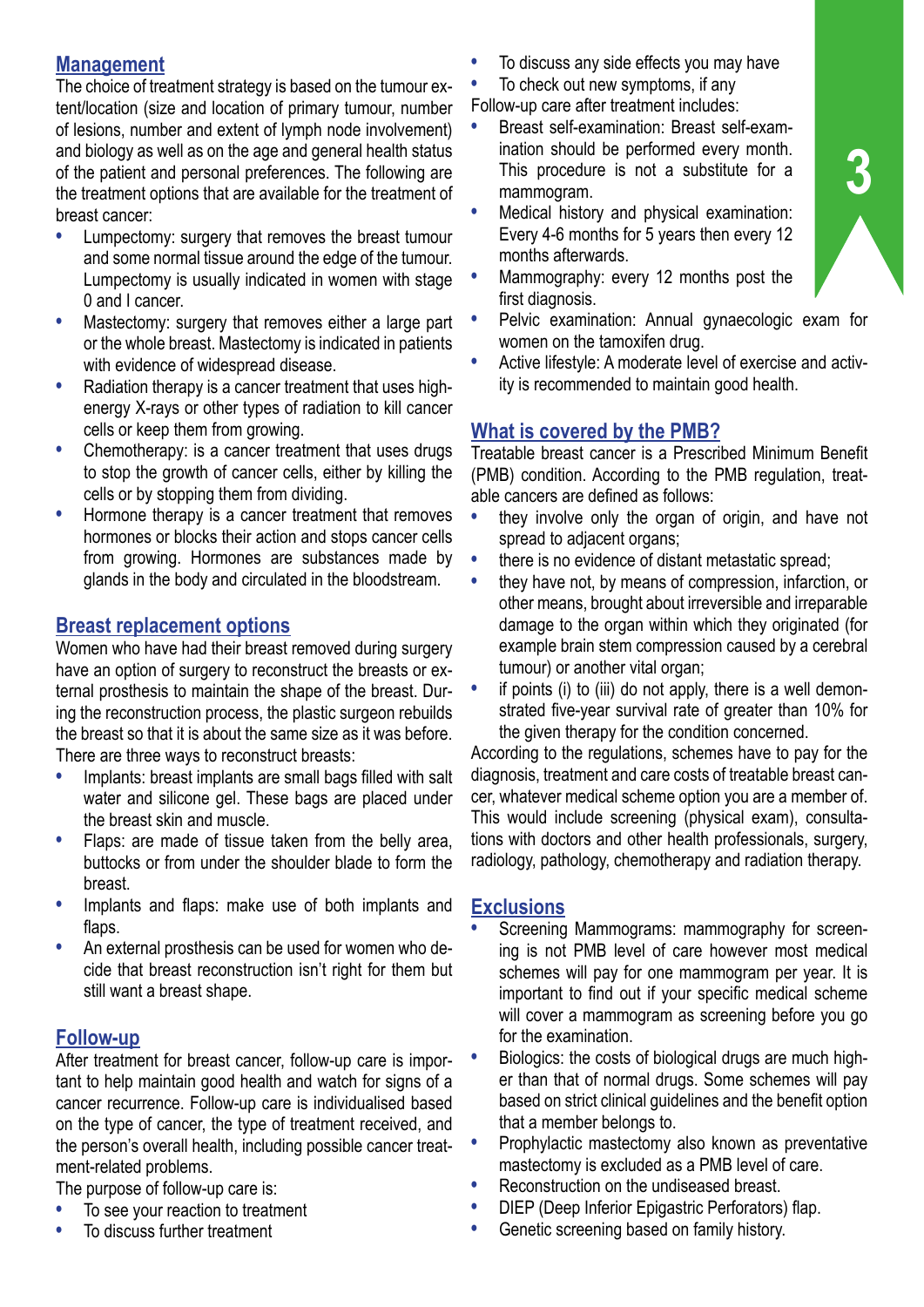## Management

The choice of treatment strategy is based on the tumour extent/location (size and location of primary tumour, number of lesions, number and extent of lymph node involvement) and biology as well as on the age and general health status of the patient and personal preferences. The following are the treatment options that are available for the treatment of breast cancer:

- Lumpectomy: surgery that removes the breast tumour and some normal tissue around the edge of the tumour. Lumpectomy is usually indicated in women with stage 0 and I cancer.
- Mastectomy: surgery that removes either a large part or the whole breast. Mastectomy is indicated in patients with evidence of widespread disease.
- Radiation therapy is a cancer treatment that uses high-energy X-rays or other types of radiation to kill cancer cells or keep them from growing.
- Chemotherapy: is a cancer treatment that uses drugs to stop the growth of cancer cells, either by killing the cells or by stopping them from dividing.
- Hormone therapy is a cancer treatment that removes hormones or blocks their action and stops cancer cells from growing. Hormones are substances made by glands in the body and circulated in the bloodstream.

## Breast replacement options

Women who have had their breast removed during surgery have an option of surgery to reconstruct the breasts or external prosthesis to maintain the shape of the breast. During the reconstruction process, the plastic surgeon rebuilds the breast so that it is about the same size as it was before. There are three ways to reconstruct breasts:

- Implants: breast implants are small bags filled with salt water and silicone gel. These bags are placed under the breast skin and muscle.
- Flaps: are made of tissue taken from the belly area, buttocks or from under the shoulder blade to form the breast.
- Implants and flaps: make use of both implants and flaps.
- An external prosthesis can be used for women who decide that breast reconstruction isn't right for them but still want a breast shape.

## Follow-up

After treatment for breast cancer, follow-up care is important to help maintain good health and watch for signs of a cancer recurrence. Follow-up care is individualised based on the type of cancer, the type of treatment received, and the person's overall health, including possible cancer treatment-related problems.

The purpose of follow-up care is:

- To see your reaction to treatment
- To discuss further treatment
- To discuss any side effects you may have
- To check out new symptoms, if any

Follow-up care after treatment includes:

- Breast self-examination: Breast self-examination should be performed every month. This procedure is not a substitute for a mammogram.
- Medical history and physical examination: Every 4-6 months for 5 years then every 12 months afterwards.
- Mammography: every 12 months post the first diagnosis.
- Pelvic examination: Annual gynaecologic exam for women on the tamoxifen drug.
- Active lifestyle: A moderate level of exercise and activity is recommended to maintain good health.

## What is covered by the PMB?

Treatable breast cancer is a Prescribed Minimum Benefit (PMB) condition. According to the PMB regulation, treatable cancers are defined as follows:

- they involve only the organ of origin, and have not spread to adjacent organs;
- there is no evidence of distant metastatic spread;
- they have not, by means of compression, infarction, or other means, brought about irreversible and irreparable damage to the organ within which they originated (for example brain stem compression caused by a cerebral tumour) or another vital organ;
- if points (i) to (iii) do not apply, there is a well demonstrated five-year survival rate of greater than 10% for the given therapy for the condition concerned.

According to the regulations, schemes have to pay for the diagnosis, treatment and care costs of treatable breast cancer, whatever medical scheme option you are a member of. This would include screening (physical exam), consultations with doctors and other health professionals, surgery, radiology, pathology, chemotherapy and radiation therapy.

## Exclusions

- Screening Mammograms: mammography for screening is not PMB level of care however most medical schemes will pay for one mammogram per year. It is important to find out if your specific medical scheme will cover a mammogram as screening before you go for the examination.
- Biologics: the costs of biological drugs are much higher than that of normal drugs. Some schemes will pay based on strict clinical guidelines and the benefit option that a member belongs to.
- Prophylactic mastectomy also known as preventative mastectomy is excluded as a PMB level of care.
- Reconstruction on the undiseased breast.
- DIEP (Deep Inferior Epigastric Perforators) flap.
- Genetic screening based on family history.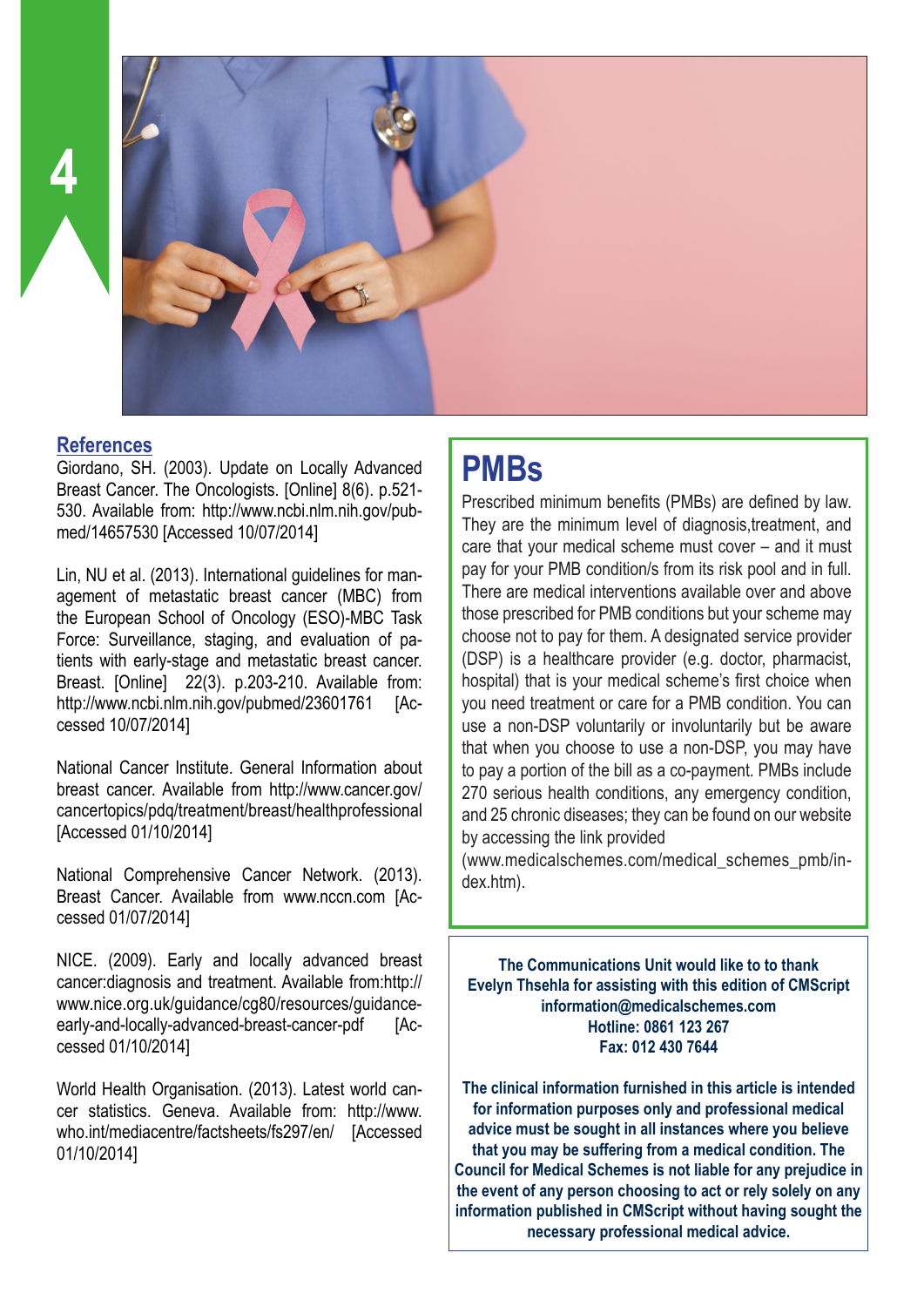## References

Giordano, SH. (2003). Update on Locally Advanced Breast Cancer. The Oncologists. [Online] 8(6). p.521-530. Available from: http://www.ncbi.nlm.nih.gov/pubmed/14657530 [Accessed 10/07/2014]

Lin, NU et al. (2013). International guidelines for management of metastatic breast cancer (MBC) from the European School of Oncology (ESO)-MBC Task Force: Surveillance, staging, and evaluation of patients with early-stage and metastatic breast cancer. Breast. [Online] 22(3). p.203-210. Available from: http://www.ncbi.nlm.nih.gov/pubmed/23601761 [Accessed 10/07/2014]

National Cancer Institute. General Information about breast cancer. Available from http://www.cancer.gov/cancertopics/pdq/treatment/breast/healthprofessional [Accessed 01/10/2014]

National Comprehensive Cancer Network. (2013). Breast Cancer. Available from www.nccn.com [Accessed 01/07/2014]

NICE. (2009). Early and locally advanced breast cancer:diagnosis and treatment. Available from:http://www.nice.org.uk/guidance/cg80/resources/guidance-early-and-locally-advanced-breast-cancer-pdf [Accessed 01/10/2014]

World Health Organisation. (2013). Latest world cancer statistics. Geneva. Available from: http://www.who.int/mediacentre/factsheets/fs297/en/ [Accessed 01/10/2014]

# PMBs

Prescribed minimum benefits (PMBs) are defined by law. They are the minimum level of diagnosis,treatment, and care that your medical scheme must cover – and it must pay for your PMB condition/s from its risk pool and in full. There are medical interventions available over and above those prescribed for PMB conditions but your scheme may choose not to pay for them. A designated service provider (DSP) is a healthcare provider (e.g. doctor, pharmacist, hospital) that is your medical scheme's first choice when you need treatment or care for a PMB condition. You can use a non-DSP voluntarily or involuntarily but be aware that when you choose to use a non-DSP, you may have to pay a portion of the bill as a co-payment. PMBs include 270 serious health conditions, any emergency condition, and 25 chronic diseases; they can be found on our website by accessing the link provided (www.medicalschemes.com/medical_schemes_pmb/index.htm).

**The Communications Unit would like to to thank Evelyn Thsehla for assisting with this edition of CMScript**
**information@medicalschemes.com**
**Hotline: 0861 123 267**
**Fax: 012 430 7644**

**The clinical information furnished in this article is intended for information purposes only and professional medical advice must be sought in all instances where you believe that you may be suffering from a medical condition. The Council for Medical Schemes is not liable for any prejudice in the event of any person choosing to act or rely solely on any information published in CMScript without having sought the necessary professional medical advice.**